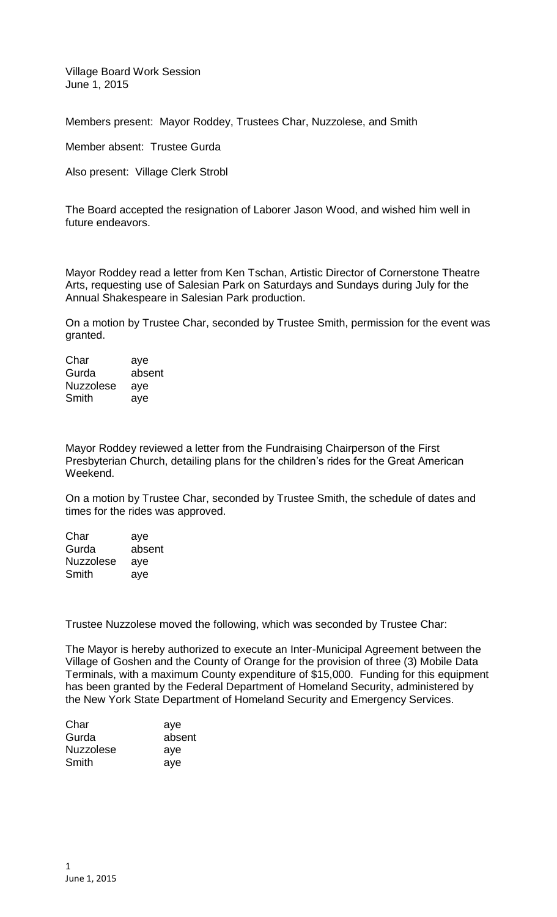Village Board Work Session
June 1, 2015

Members present: Mayor Roddey, Trustees Char, Nuzzolese, and Smith

Member absent: Trustee Gurda

Also present: Village Clerk Strobl

The Board accepted the resignation of Laborer Jason Wood, and wished him well in future endeavors.

Mayor Roddey read a letter from Ken Tschan, Artistic Director of Cornerstone Theatre Arts, requesting use of Salesian Park on Saturdays and Sundays during July for the Annual Shakespeare in Salesian Park production.

On a motion by Trustee Char, seconded by Trustee Smith, permission for the event was granted.

| | |
|---|---|
| Char | aye |
| Gurda | absent |
| Nuzzolese | aye |
| Smith | aye |

Mayor Roddey reviewed a letter from the Fundraising Chairperson of the First Presbyterian Church, detailing plans for the children's rides for the Great American Weekend.

On a motion by Trustee Char, seconded by Trustee Smith, the schedule of dates and times for the rides was approved.

| | |
|---|---|
| Char | aye |
| Gurda | absent |
| Nuzzolese | aye |
| Smith | aye |

Trustee Nuzzolese moved the following, which was seconded by Trustee Char:

The Mayor is hereby authorized to execute an Inter-Municipal Agreement between the Village of Goshen and the County of Orange for the provision of three (3) Mobile Data Terminals, with a maximum County expenditure of $15,000. Funding for this equipment has been granted by the Federal Department of Homeland Security, administered by the New York State Department of Homeland Security and Emergency Services.

| | |
|---|---|
| Char | aye |
| Gurda | absent |
| Nuzzolese | aye |
| Smith | aye |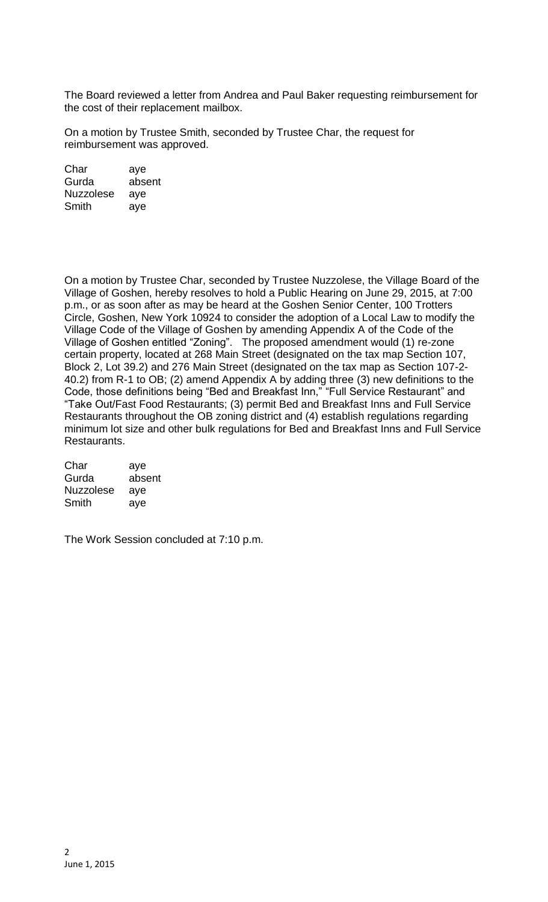The Board reviewed a letter from Andrea and Paul Baker requesting reimbursement for the cost of their replacement mailbox.

On a motion by Trustee Smith, seconded by Trustee Char, the request for reimbursement was approved.

| | |
|---|---|
| Char | aye |
| Gurda | absent |
| Nuzzolese | aye |
| Smith | aye |

On a motion by Trustee Char, seconded by Trustee Nuzzolese, the Village Board of the Village of Goshen, hereby resolves to hold a Public Hearing on June 29, 2015, at 7:00 p.m., or as soon after as may be heard at the Goshen Senior Center, 100 Trotters Circle, Goshen, New York 10924 to consider the adoption of a Local Law to modify the Village Code of the Village of Goshen by amending Appendix A of the Code of the Village of Goshen entitled "Zoning". The proposed amendment would (1) re-zone certain property, located at 268 Main Street (designated on the tax map Section 107, Block 2, Lot 39.2) and 276 Main Street (designated on the tax map as Section 107-2-40.2) from R-1 to OB; (2) amend Appendix A by adding three (3) new definitions to the Code, those definitions being "Bed and Breakfast Inn," "Full Service Restaurant" and "Take Out/Fast Food Restaurants; (3) permit Bed and Breakfast Inns and Full Service Restaurants throughout the OB zoning district and (4) establish regulations regarding minimum lot size and other bulk regulations for Bed and Breakfast Inns and Full Service Restaurants.

| | |
|---|---|
| Char | aye |
| Gurda | absent |
| Nuzzolese | aye |
| Smith | aye |

The Work Session concluded at 7:10 p.m.